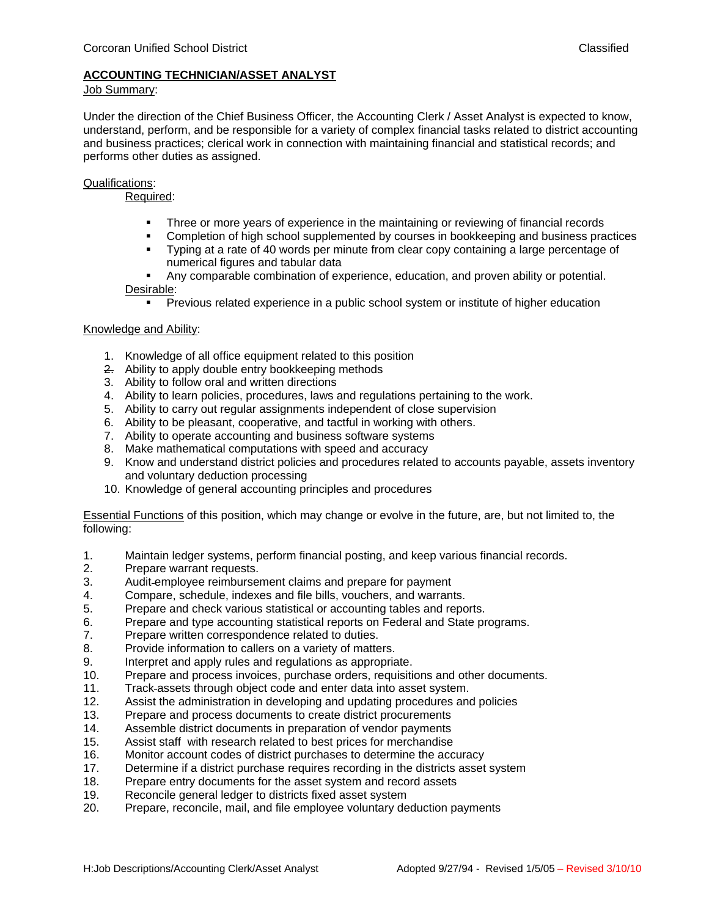Corcoran Unified School District — Classified

## ACCOUNTING TECHNICIAN/ASSET ANALYST

Job Summary:

Under the direction of the Chief Business Officer, the Accounting Clerk / Asset Analyst is expected to know, understand, perform, and be responsible for a variety of complex financial tasks related to district accounting and business practices; clerical work in connection with maintaining financial and statistical records; and performs other duties as assigned.

Qualifications:

Required:

- Three or more years of experience in the maintaining or reviewing of financial records
- Completion of high school supplemented by courses in bookkeeping and business practices
- Typing at a rate of 40 words per minute from clear copy containing a large percentage of numerical figures and tabular data
- Any comparable combination of experience, education, and proven ability or potential.

Desirable:

- Previous related experience in a public school system or institute of higher education

Knowledge and Ability:

1. Knowledge of all office equipment related to this position
2. Ability to apply double entry bookkeeping methods
3. Ability to follow oral and written directions
4. Ability to learn policies, procedures, laws and regulations pertaining to the work.
5. Ability to carry out regular assignments independent of close supervision
6. Ability to be pleasant, cooperative, and tactful in working with others.
7. Ability to operate accounting and business software systems
8. Make mathematical computations with speed and accuracy
9. Know and understand district policies and procedures related to accounts payable, assets inventory and voluntary deduction processing
10. Knowledge of general accounting principles and procedures

Essential Functions of this position, which may change or evolve in the future, are, but not limited to, the following:

1. Maintain ledger systems, perform financial posting, and keep various financial records.
2. Prepare warrant requests.
3. Audit employee reimbursement claims and prepare for payment
4. Compare, schedule, indexes and file bills, vouchers, and warrants.
5. Prepare and check various statistical or accounting tables and reports.
6. Prepare and type accounting statistical reports on Federal and State programs.
7. Prepare written correspondence related to duties.
8. Provide information to callers on a variety of matters.
9. Interpret and apply rules and regulations as appropriate.
10. Prepare and process invoices, purchase orders, requisitions and other documents.
11. Track assets through object code and enter data into asset system.
12. Assist the administration in developing and updating procedures and policies
13. Prepare and process documents to create district procurements
14. Assemble district documents in preparation of vendor payments
15. Assist staff with research related to best prices for merchandise
16. Monitor account codes of district purchases to determine the accuracy
17. Determine if a district purchase requires recording in the districts asset system
18. Prepare entry documents for the asset system and record assets
19. Reconcile general ledger to districts fixed asset system
20. Prepare, reconcile, mail, and file employee voluntary deduction payments

H:Job Descriptions/Accounting Clerk/Asset Analyst — Adopted 9/27/94 - Revised 1/5/05 – Revised 3/10/10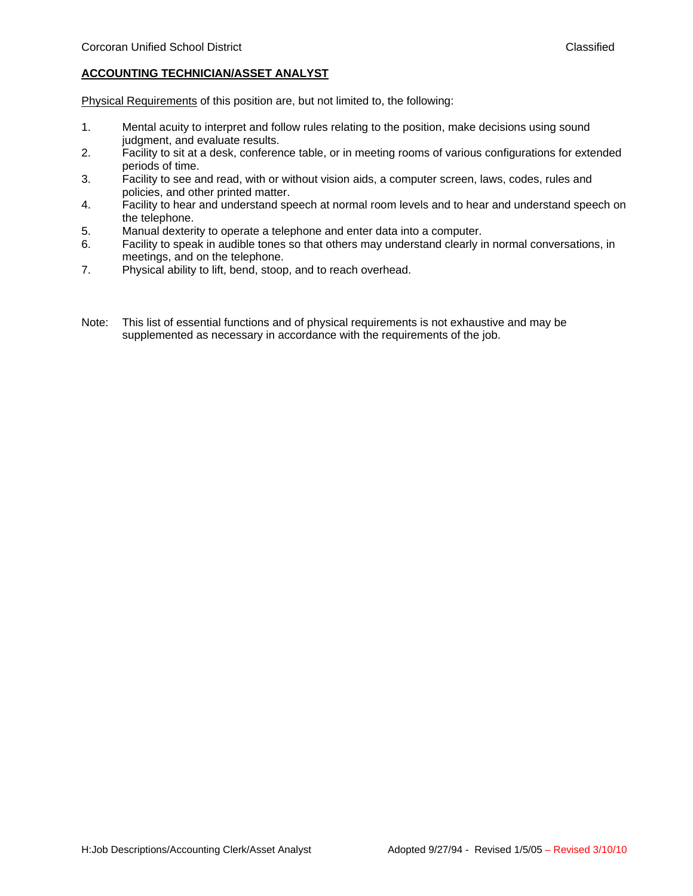## ACCOUNTING TECHNICIAN/ASSET ANALYST

Physical Requirements of this position are, but not limited to, the following:

1. Mental acuity to interpret and follow rules relating to the position, make decisions using sound judgment, and evaluate results.
2. Facility to sit at a desk, conference table, or in meeting rooms of various configurations for extended periods of time.
3. Facility to see and read, with or without vision aids, a computer screen, laws, codes, rules and policies, and other printed matter.
4. Facility to hear and understand speech at normal room levels and to hear and understand speech on the telephone.
5. Manual dexterity to operate a telephone and enter data into a computer.
6. Facility to speak in audible tones so that others may understand clearly in normal conversations, in meetings, and on the telephone.
7. Physical ability to lift, bend, stoop, and to reach overhead.

Note: This list of essential functions and of physical requirements is not exhaustive and may be supplemented as necessary in accordance with the requirements of the job.